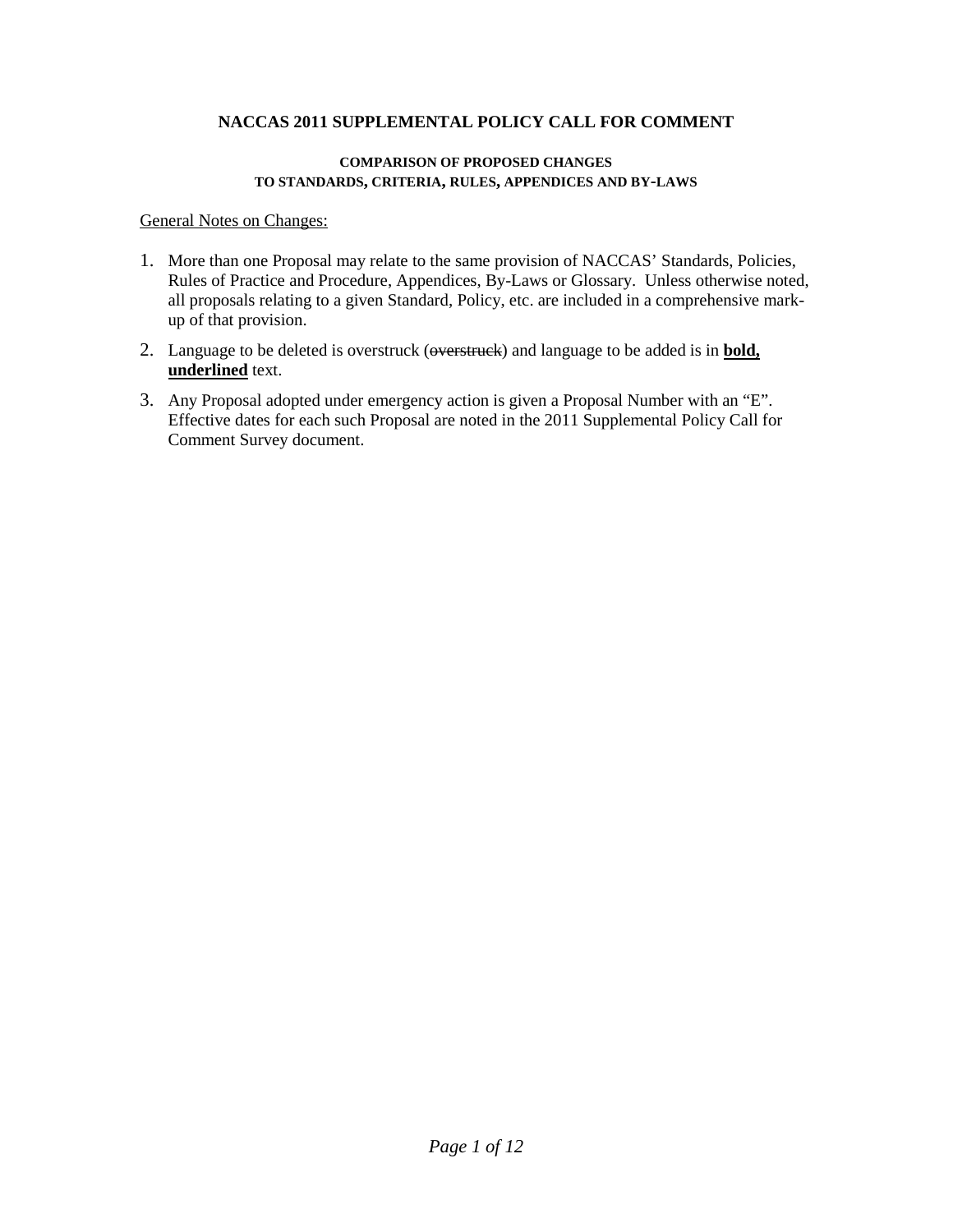# NACCAS 2011 SUPPLEMENTAL POLICY CALL FOR COMMENT

## COMPARISON OF PROPOSED CHANGES TO STANDARDS, CRITERIA, RULES, APPENDICES AND BY-LAWS

General Notes on Changes:

1. More than one Proposal may relate to the same provision of NACCAS' Standards, Policies, Rules of Practice and Procedure, Appendices, By-Laws or Glossary. Unless otherwise noted, all proposals relating to a given Standard, Policy, etc. are included in a comprehensive mark-up of that provision.
2. Language to be deleted is overstruck (~~overstruck~~) and language to be added is in **<u>bold, underlined</u>** text.
3. Any Proposal adopted under emergency action is given a Proposal Number with an "E". Effective dates for each such Proposal are noted in the 2011 Supplemental Policy Call for Comment Survey document.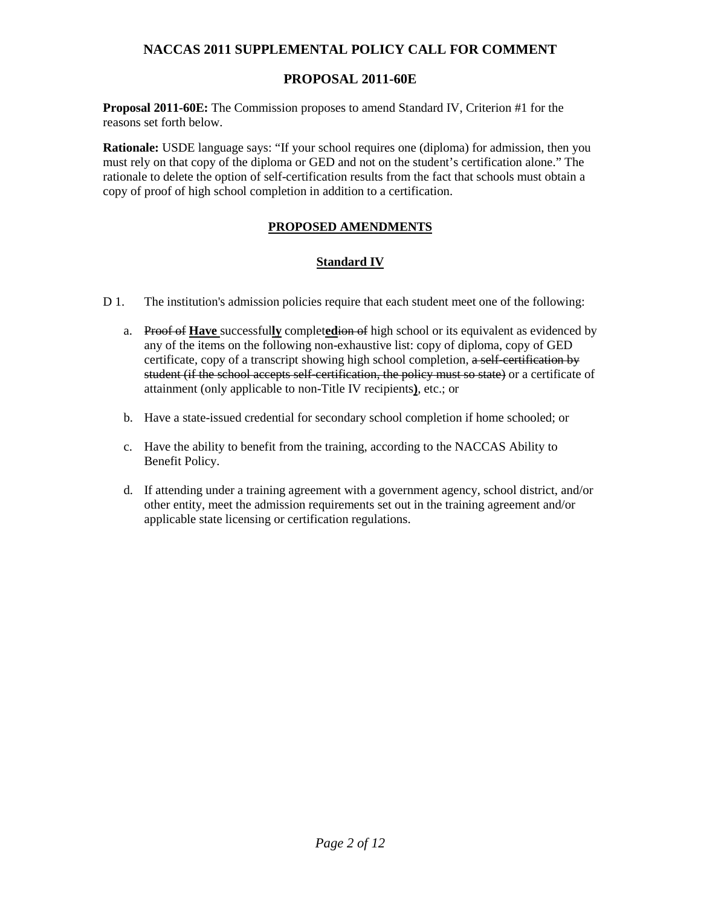# NACCAS 2011 SUPPLEMENTAL POLICY CALL FOR COMMENT

## PROPOSAL 2011-60E

**Proposal 2011-60E:** The Commission proposes to amend Standard IV, Criterion #1 for the reasons set forth below.

**Rationale:** USDE language says: "If your school requires one (diploma) for admission, then you must rely on that copy of the diploma or GED and not on the student's certification alone." The rationale to delete the option of self-certification results from the fact that schools must obtain a copy of proof of high school completion in addition to a certification.

### <u>PROPOSED AMENDMENTS</u>

### <u>Standard IV</u>

D 1. The institution's admission policies require that each student meet one of the following:

a. ~~Proof of~~ <u>**Have**</u> successful<u>**ly**</u> complet<u>**ed**</u>~~ion of~~ high school or its equivalent as evidenced by any of the items on the following non-exhaustive list: copy of diploma, copy of GED certificate, copy of a transcript showing high school completion, ~~a self-certification by student (if the school accepts self-certification, the policy must so state)~~ or a certificate of attainment (only applicable to non-Title IV recipients<u>**)**</u>, etc.; or

b. Have a state-issued credential for secondary school completion if home schooled; or

c. Have the ability to benefit from the training, according to the NACCAS Ability to Benefit Policy.

d. If attending under a training agreement with a government agency, school district, and/or other entity, meet the admission requirements set out in the training agreement and/or applicable state licensing or certification regulations.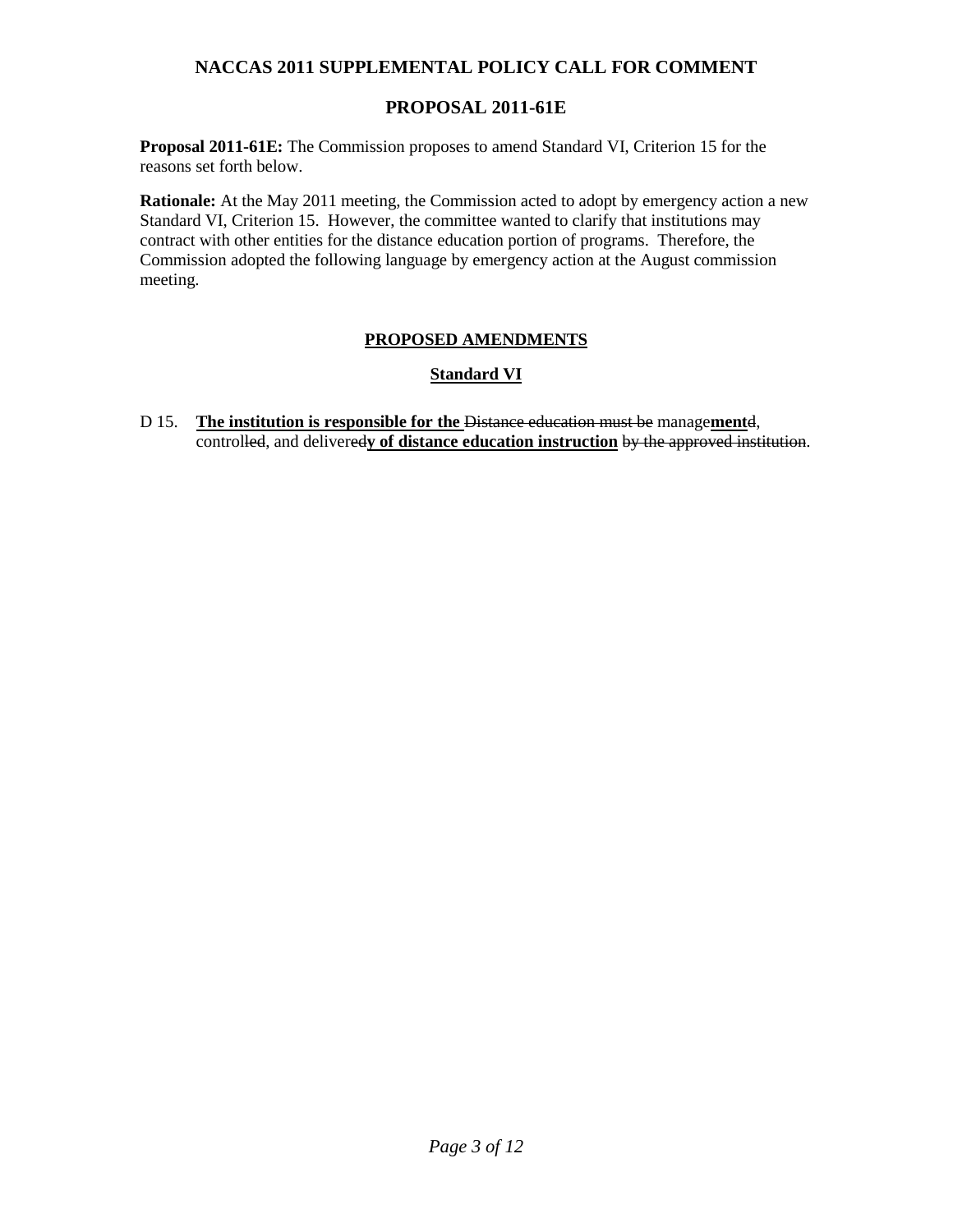# NACCAS 2011 SUPPLEMENTAL POLICY CALL FOR COMMENT

## PROPOSAL 2011-61E

**Proposal 2011-61E:** The Commission proposes to amend Standard VI, Criterion 15 for the reasons set forth below.

**Rationale:** At the May 2011 meeting, the Commission acted to adopt by emergency action a new Standard VI, Criterion 15. However, the committee wanted to clarify that institutions may contract with other entities for the distance education portion of programs. Therefore, the Commission adopted the following language by emergency action at the August commission meeting.

### PROPOSED AMENDMENTS

### Standard VI

D 15. **The institution is responsible for the** ~~Distance education must be~~ manage**ment**~~d~~, control~~led~~, and deliver~~ed~~**y of distance education instruction** ~~by the approved institution~~.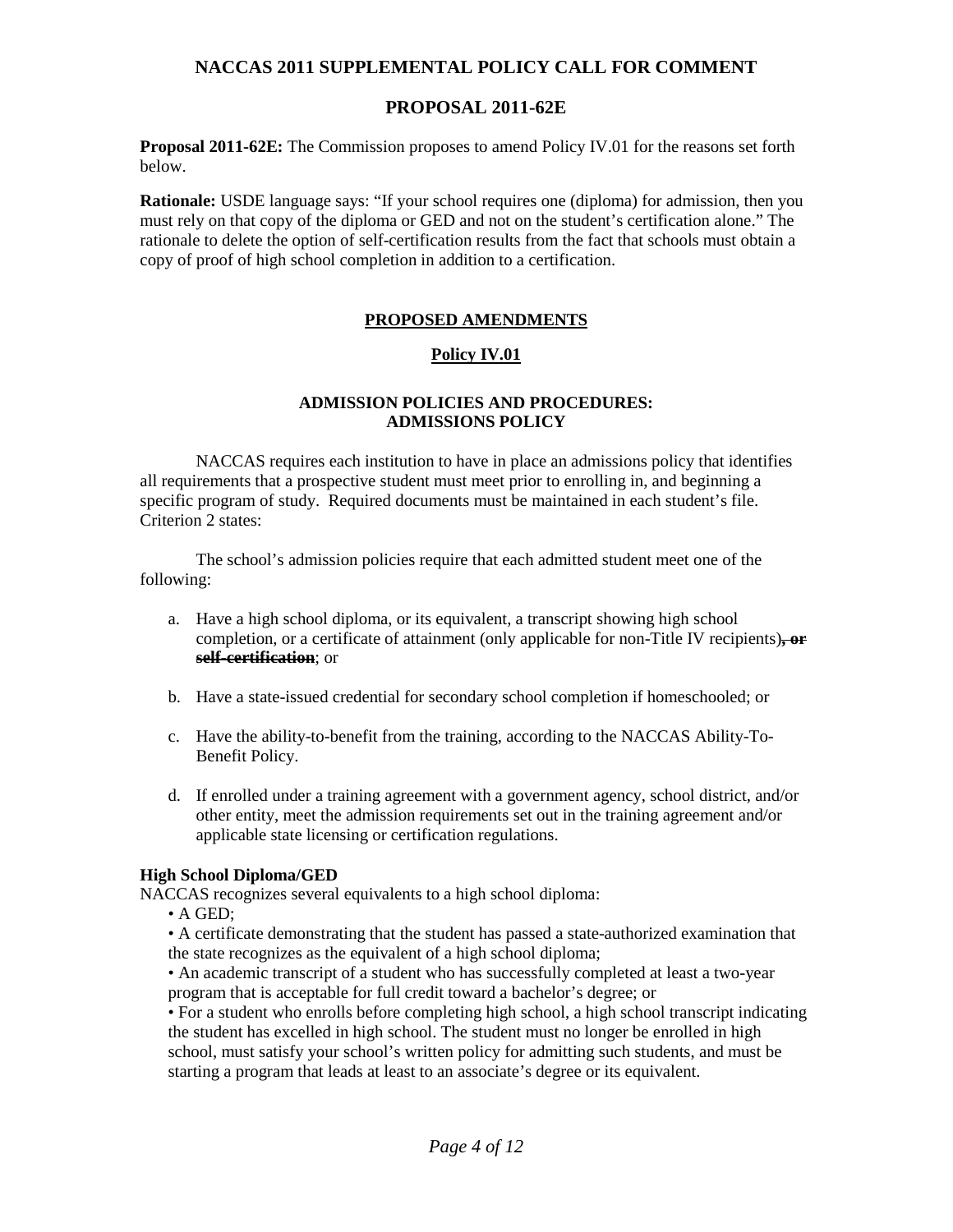## NACCAS 2011 SUPPLEMENTAL POLICY CALL FOR COMMENT

## PROPOSAL 2011-62E

**Proposal 2011-62E:** The Commission proposes to amend Policy IV.01 for the reasons set forth below.

**Rationale:** USDE language says: "If your school requires one (diploma) for admission, then you must rely on that copy of the diploma or GED and not on the student's certification alone." The rationale to delete the option of self-certification results from the fact that schools must obtain a copy of proof of high school completion in addition to a certification.

### PROPOSED AMENDMENTS

### Policy IV.01

### ADMISSION POLICIES AND PROCEDURES: ADMISSIONS POLICY

NACCAS requires each institution to have in place an admissions policy that identifies all requirements that a prospective student must meet prior to enrolling in, and beginning a specific program of study. Required documents must be maintained in each student's file. Criterion 2 states:

The school's admission policies require that each admitted student meet one of the following:

a. Have a high school diploma, or its equivalent, a transcript showing high school completion, or a certificate of attainment (only applicable for non-Title IV recipients)~~**, or self-certification**~~; or

b. Have a state-issued credential for secondary school completion if homeschooled; or

c. Have the ability-to-benefit from the training, according to the NACCAS Ability-To-Benefit Policy.

d. If enrolled under a training agreement with a government agency, school district, and/or other entity, meet the admission requirements set out in the training agreement and/or applicable state licensing or certification regulations.

**High School Diploma/GED**

NACCAS recognizes several equivalents to a high school diploma:

- A GED;
- A certificate demonstrating that the student has passed a state-authorized examination that the state recognizes as the equivalent of a high school diploma;
- An academic transcript of a student who has successfully completed at least a two-year program that is acceptable for full credit toward a bachelor's degree; or
- For a student who enrolls before completing high school, a high school transcript indicating the student has excelled in high school. The student must no longer be enrolled in high school, must satisfy your school's written policy for admitting such students, and must be starting a program that leads at least to an associate's degree or its equivalent.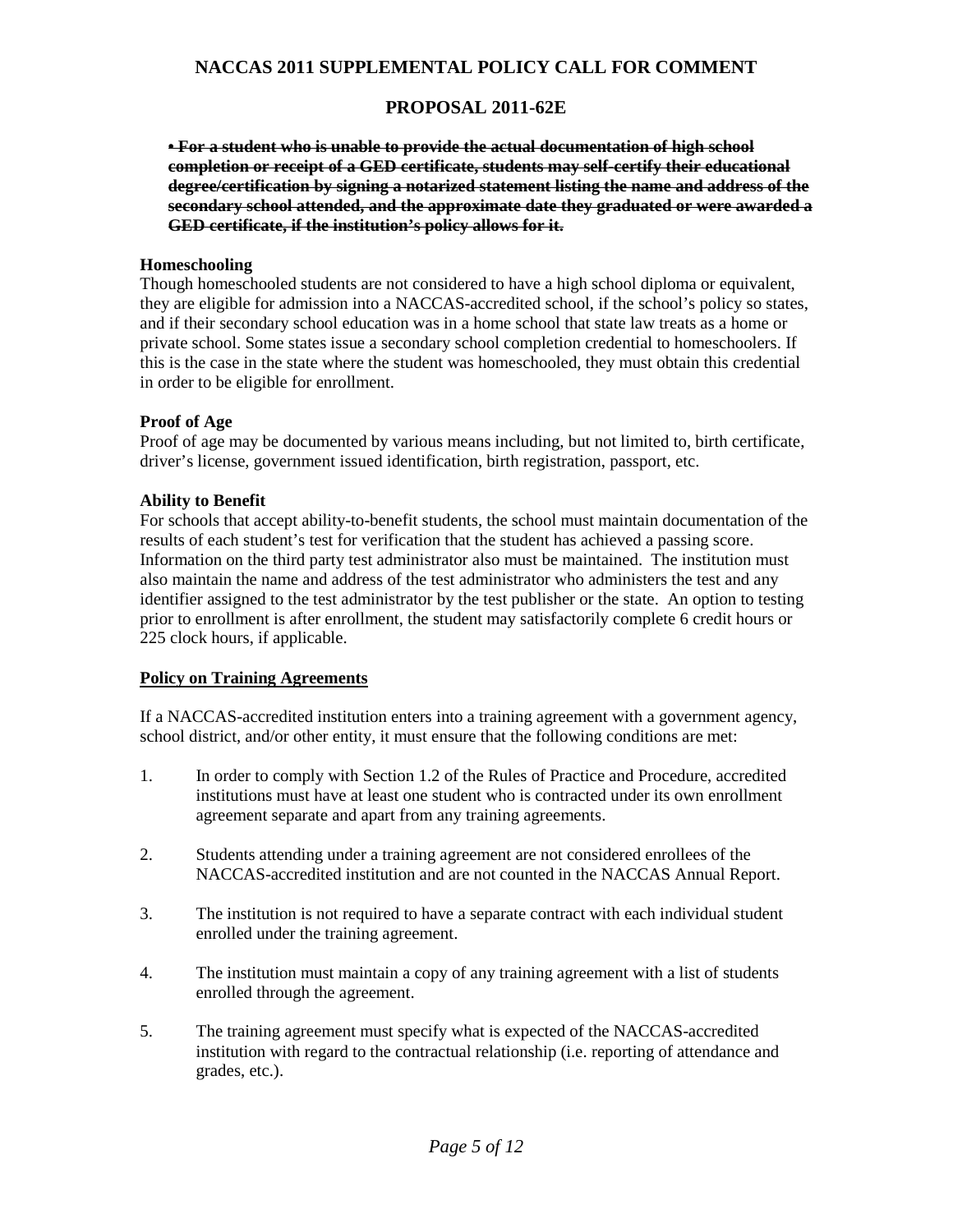## NACCAS 2011 SUPPLEMENTAL POLICY CALL FOR COMMENT

## PROPOSAL 2011-62E

~~**• For a student who is unable to provide the actual documentation of high school completion or receipt of a GED certificate, students may self-certify their educational degree/certification by signing a notarized statement listing the name and address of the secondary school attended, and the approximate date they graduated or were awarded a GED certificate, if the institution's policy allows for it.**~~

**Homeschooling**

Though homeschooled students are not considered to have a high school diploma or equivalent, they are eligible for admission into a NACCAS-accredited school, if the school's policy so states, and if their secondary school education was in a home school that state law treats as a home or private school. Some states issue a secondary school completion credential to homeschoolers. If this is the case in the state where the student was homeschooled, they must obtain this credential in order to be eligible for enrollment.

**Proof of Age**

Proof of age may be documented by various means including, but not limited to, birth certificate, driver's license, government issued identification, birth registration, passport, etc.

**Ability to Benefit**

For schools that accept ability-to-benefit students, the school must maintain documentation of the results of each student's test for verification that the student has achieved a passing score. Information on the third party test administrator also must be maintained. The institution must also maintain the name and address of the test administrator who administers the test and any identifier assigned to the test administrator by the test publisher or the state. An option to testing prior to enrollment is after enrollment, the student may satisfactorily complete 6 credit hours or 225 clock hours, if applicable.

**Policy on Training Agreements**

If a NACCAS-accredited institution enters into a training agreement with a government agency, school district, and/or other entity, it must ensure that the following conditions are met:

1. In order to comply with Section 1.2 of the Rules of Practice and Procedure, accredited institutions must have at least one student who is contracted under its own enrollment agreement separate and apart from any training agreements.

2. Students attending under a training agreement are not considered enrollees of the NACCAS-accredited institution and are not counted in the NACCAS Annual Report.

3. The institution is not required to have a separate contract with each individual student enrolled under the training agreement.

4. The institution must maintain a copy of any training agreement with a list of students enrolled through the agreement.

5. The training agreement must specify what is expected of the NACCAS-accredited institution with regard to the contractual relationship (i.e. reporting of attendance and grades, etc.).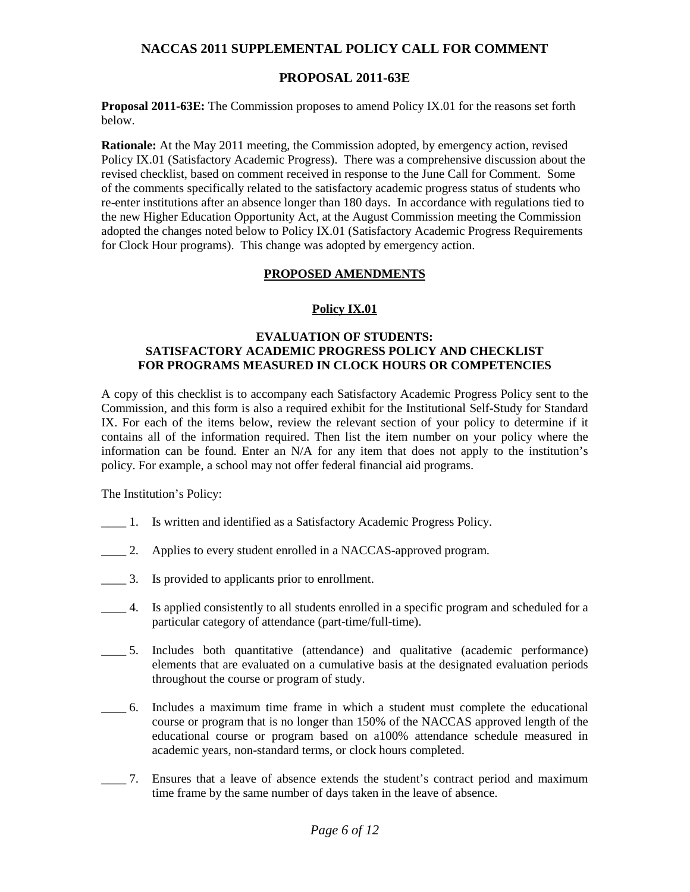# NACCAS 2011 SUPPLEMENTAL POLICY CALL FOR COMMENT

## PROPOSAL 2011-63E

**Proposal 2011-63E:** The Commission proposes to amend Policy IX.01 for the reasons set forth below.

**Rationale:** At the May 2011 meeting, the Commission adopted, by emergency action, revised Policy IX.01 (Satisfactory Academic Progress). There was a comprehensive discussion about the revised checklist, based on comment received in response to the June Call for Comment. Some of the comments specifically related to the satisfactory academic progress status of students who re-enter institutions after an absence longer than 180 days. In accordance with regulations tied to the new Higher Education Opportunity Act, at the August Commission meeting the Commission adopted the changes noted below to Policy IX.01 (Satisfactory Academic Progress Requirements for Clock Hour programs). This change was adopted by emergency action.

### PROPOSED AMENDMENTS

### Policy IX.01

### EVALUATION OF STUDENTS: SATISFACTORY ACADEMIC PROGRESS POLICY AND CHECKLIST FOR PROGRAMS MEASURED IN CLOCK HOURS OR COMPETENCIES

A copy of this checklist is to accompany each Satisfactory Academic Progress Policy sent to the Commission, and this form is also a required exhibit for the Institutional Self-Study for Standard IX. For each of the items below, review the relevant section of your policy to determine if it contains all of the information required. Then list the item number on your policy where the information can be found. Enter an N/A for any item that does not apply to the institution's policy. For example, a school may not offer federal financial aid programs.

The Institution's Policy:

____ 1. Is written and identified as a Satisfactory Academic Progress Policy.

____ 2. Applies to every student enrolled in a NACCAS-approved program.

____ 3. Is provided to applicants prior to enrollment.

____ 4. Is applied consistently to all students enrolled in a specific program and scheduled for a particular category of attendance (part-time/full-time).

____ 5. Includes both quantitative (attendance) and qualitative (academic performance) elements that are evaluated on a cumulative basis at the designated evaluation periods throughout the course or program of study.

____ 6. Includes a maximum time frame in which a student must complete the educational course or program that is no longer than 150% of the NACCAS approved length of the educational course or program based on a100% attendance schedule measured in academic years, non-standard terms, or clock hours completed.

____ 7. Ensures that a leave of absence extends the student's contract period and maximum time frame by the same number of days taken in the leave of absence.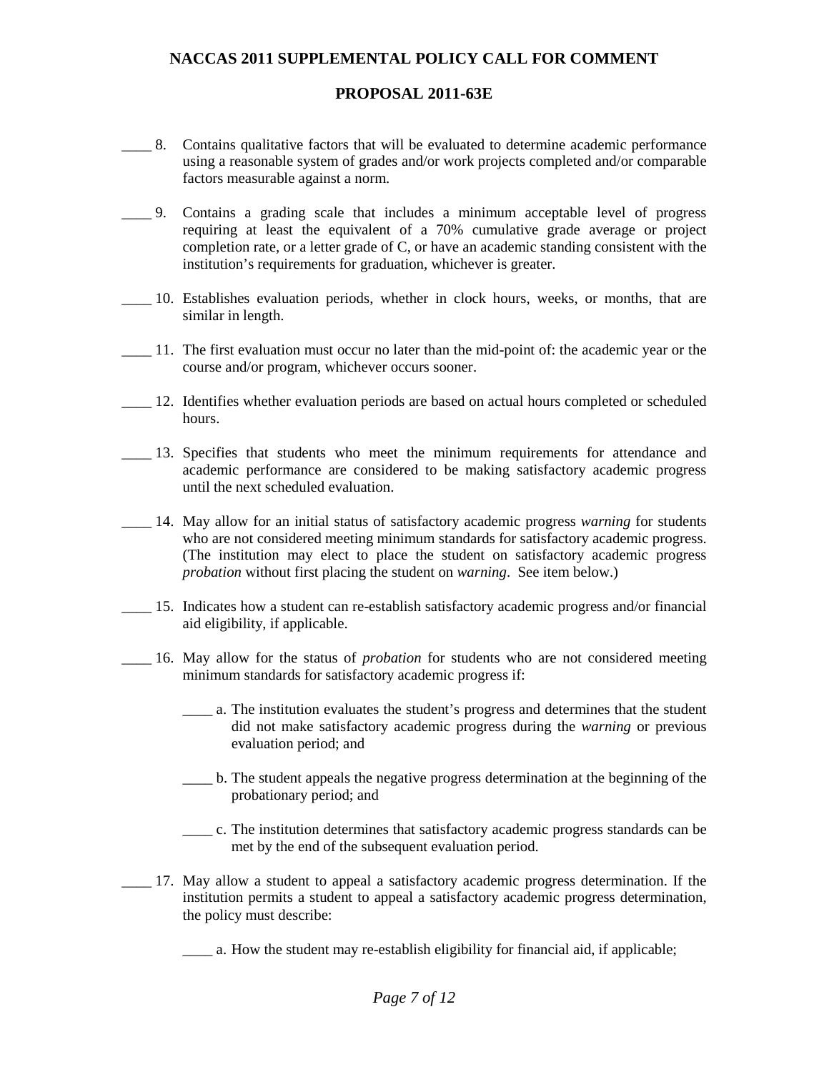____ 8. Contains qualitative factors that will be evaluated to determine academic performance using a reasonable system of grades and/or work projects completed and/or comparable factors measurable against a norm.

____ 9. Contains a grading scale that includes a minimum acceptable level of progress requiring at least the equivalent of a 70% cumulative grade average or project completion rate, or a letter grade of C, or have an academic standing consistent with the institution's requirements for graduation, whichever is greater.

____ 10. Establishes evaluation periods, whether in clock hours, weeks, or months, that are similar in length.

____ 11. The first evaluation must occur no later than the mid-point of: the academic year or the course and/or program, whichever occurs sooner.

____ 12. Identifies whether evaluation periods are based on actual hours completed or scheduled hours.

____ 13. Specifies that students who meet the minimum requirements for attendance and academic performance are considered to be making satisfactory academic progress until the next scheduled evaluation.

____ 14. May allow for an initial status of satisfactory academic progress *warning* for students who are not considered meeting minimum standards for satisfactory academic progress. (The institution may elect to place the student on satisfactory academic progress *probation* without first placing the student on *warning*. See item below.)

____ 15. Indicates how a student can re-establish satisfactory academic progress and/or financial aid eligibility, if applicable.

____ 16. May allow for the status of *probation* for students who are not considered meeting minimum standards for satisfactory academic progress if:

  ____ a. The institution evaluates the student's progress and determines that the student did not make satisfactory academic progress during the *warning* or previous evaluation period; and

  ____ b. The student appeals the negative progress determination at the beginning of the probationary period; and

  ____ c. The institution determines that satisfactory academic progress standards can be met by the end of the subsequent evaluation period.

____ 17. May allow a student to appeal a satisfactory academic progress determination. If the institution permits a student to appeal a satisfactory academic progress determination, the policy must describe:

  ____ a. How the student may re-establish eligibility for financial aid, if applicable;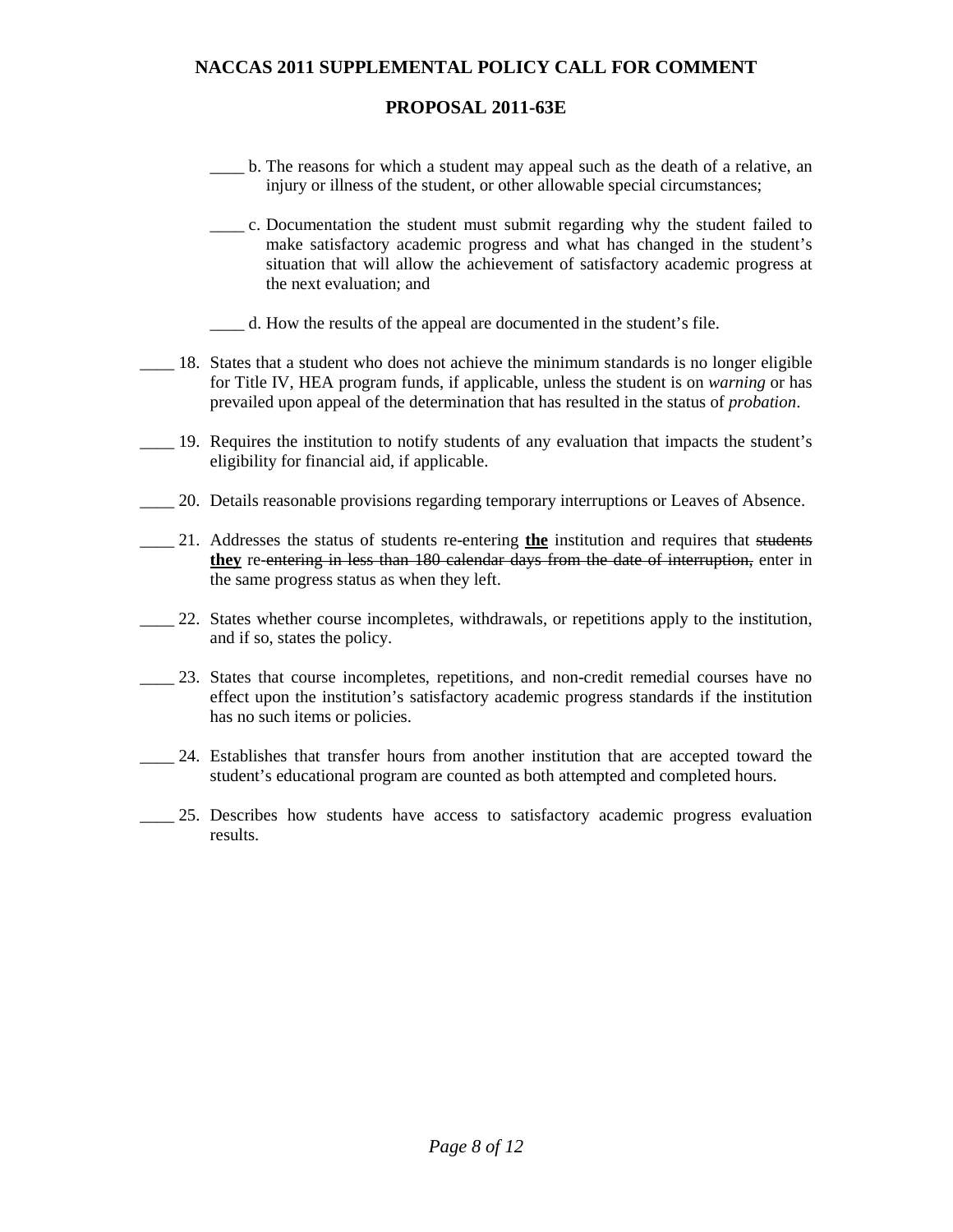____ b. The reasons for which a student may appeal such as the death of a relative, an injury or illness of the student, or other allowable special circumstances;

____ c. Documentation the student must submit regarding why the student failed to make satisfactory academic progress and what has changed in the student's situation that will allow the achievement of satisfactory academic progress at the next evaluation; and

____ d. How the results of the appeal are documented in the student's file.

____ 18. States that a student who does not achieve the minimum standards is no longer eligible for Title IV, HEA program funds, if applicable, unless the student is on *warning* or has prevailed upon appeal of the determination that has resulted in the status of *probation*.

____ 19. Requires the institution to notify students of any evaluation that impacts the student's eligibility for financial aid, if applicable.

____ 20. Details reasonable provisions regarding temporary interruptions or Leaves of Absence.

____ 21. Addresses the status of students re-entering **the** institution and requires that ~~students~~ **they** re~~-entering in less than 180 calendar days from the date of interruption,~~ enter in the same progress status as when they left.

____ 22. States whether course incompletes, withdrawals, or repetitions apply to the institution, and if so, states the policy.

____ 23. States that course incompletes, repetitions, and non-credit remedial courses have no effect upon the institution's satisfactory academic progress standards if the institution has no such items or policies.

____ 24. Establishes that transfer hours from another institution that are accepted toward the student's educational program are counted as both attempted and completed hours.

____ 25. Describes how students have access to satisfactory academic progress evaluation results.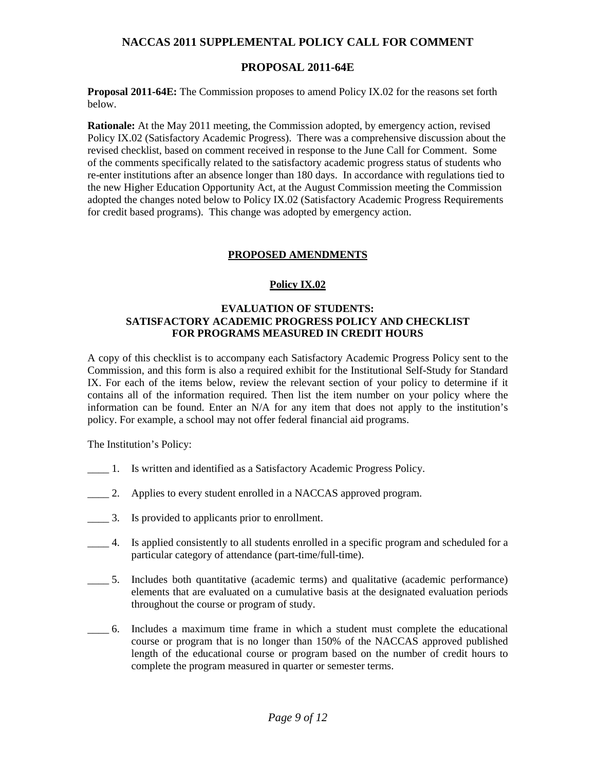## NACCAS 2011 SUPPLEMENTAL POLICY CALL FOR COMMENT

## PROPOSAL 2011-64E

**Proposal 2011-64E:** The Commission proposes to amend Policy IX.02 for the reasons set forth below.

**Rationale:** At the May 2011 meeting, the Commission adopted, by emergency action, revised Policy IX.02 (Satisfactory Academic Progress). There was a comprehensive discussion about the revised checklist, based on comment received in response to the June Call for Comment. Some of the comments specifically related to the satisfactory academic progress status of students who re-enter institutions after an absence longer than 180 days. In accordance with regulations tied to the new Higher Education Opportunity Act, at the August Commission meeting the Commission adopted the changes noted below to Policy IX.02 (Satisfactory Academic Progress Requirements for credit based programs). This change was adopted by emergency action.

### PROPOSED AMENDMENTS

### Policy IX.02

### EVALUATION OF STUDENTS: SATISFACTORY ACADEMIC PROGRESS POLICY AND CHECKLIST FOR PROGRAMS MEASURED IN CREDIT HOURS

A copy of this checklist is to accompany each Satisfactory Academic Progress Policy sent to the Commission, and this form is also a required exhibit for the Institutional Self-Study for Standard IX. For each of the items below, review the relevant section of your policy to determine if it contains all of the information required. Then list the item number on your policy where the information can be found. Enter an N/A for any item that does not apply to the institution's policy. For example, a school may not offer federal financial aid programs.

The Institution's Policy:

____ 1. Is written and identified as a Satisfactory Academic Progress Policy.

____ 2. Applies to every student enrolled in a NACCAS approved program.

____ 3. Is provided to applicants prior to enrollment.

____ 4. Is applied consistently to all students enrolled in a specific program and scheduled for a particular category of attendance (part-time/full-time).

____ 5. Includes both quantitative (academic terms) and qualitative (academic performance) elements that are evaluated on a cumulative basis at the designated evaluation periods throughout the course or program of study.

____ 6. Includes a maximum time frame in which a student must complete the educational course or program that is no longer than 150% of the NACCAS approved published length of the educational course or program based on the number of credit hours to complete the program measured in quarter or semester terms.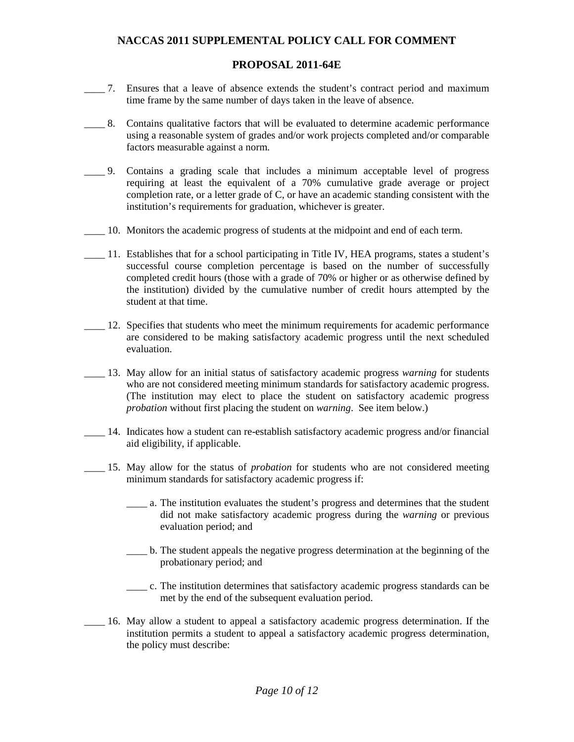# NACCAS 2011 SUPPLEMENTAL POLICY CALL FOR COMMENT

## PROPOSAL 2011-64E

____ 7. Ensures that a leave of absence extends the student's contract period and maximum time frame by the same number of days taken in the leave of absence.

____ 8. Contains qualitative factors that will be evaluated to determine academic performance using a reasonable system of grades and/or work projects completed and/or comparable factors measurable against a norm.

____ 9. Contains a grading scale that includes a minimum acceptable level of progress requiring at least the equivalent of a 70% cumulative grade average or project completion rate, or a letter grade of C, or have an academic standing consistent with the institution's requirements for graduation, whichever is greater.

____ 10. Monitors the academic progress of students at the midpoint and end of each term.

____ 11. Establishes that for a school participating in Title IV, HEA programs, states a student's successful course completion percentage is based on the number of successfully completed credit hours (those with a grade of 70% or higher or as otherwise defined by the institution) divided by the cumulative number of credit hours attempted by the student at that time.

____ 12. Specifies that students who meet the minimum requirements for academic performance are considered to be making satisfactory academic progress until the next scheduled evaluation.

____ 13. May allow for an initial status of satisfactory academic progress *warning* for students who are not considered meeting minimum standards for satisfactory academic progress. (The institution may elect to place the student on satisfactory academic progress *probation* without first placing the student on *warning*. See item below.)

____ 14. Indicates how a student can re-establish satisfactory academic progress and/or financial aid eligibility, if applicable.

____ 15. May allow for the status of *probation* for students who are not considered meeting minimum standards for satisfactory academic progress if:

____ a. The institution evaluates the student's progress and determines that the student did not make satisfactory academic progress during the *warning* or previous evaluation period; and

____ b. The student appeals the negative progress determination at the beginning of the probationary period; and

____ c. The institution determines that satisfactory academic progress standards can be met by the end of the subsequent evaluation period.

____ 16. May allow a student to appeal a satisfactory academic progress determination. If the institution permits a student to appeal a satisfactory academic progress determination, the policy must describe: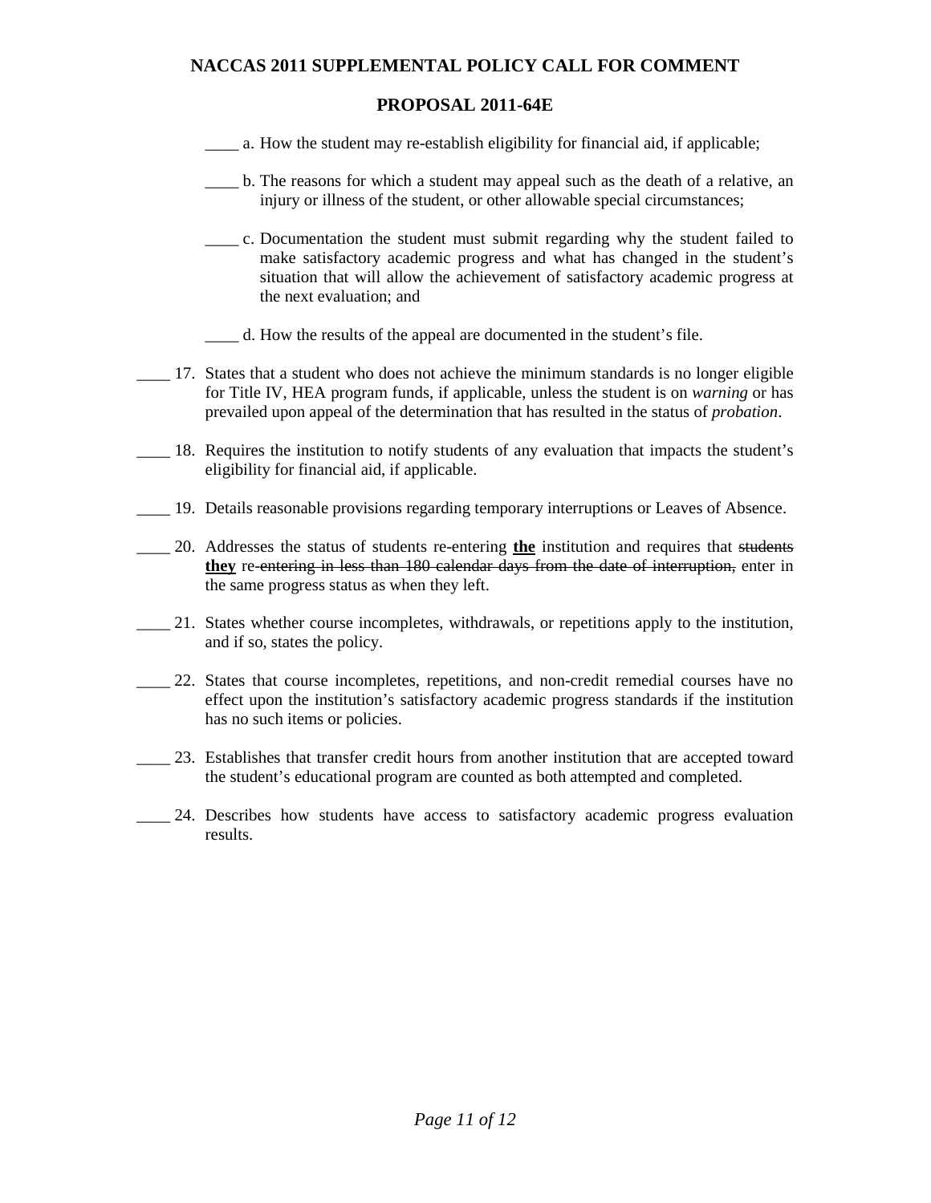**NACCAS 2011 SUPPLEMENTAL POLICY CALL FOR COMMENT**

**PROPOSAL 2011-64E**

____ a. How the student may re-establish eligibility for financial aid, if applicable;

____ b. The reasons for which a student may appeal such as the death of a relative, an injury or illness of the student, or other allowable special circumstances;

____ c. Documentation the student must submit regarding why the student failed to make satisfactory academic progress and what has changed in the student's situation that will allow the achievement of satisfactory academic progress at the next evaluation; and

____ d. How the results of the appeal are documented in the student's file.

____ 17. States that a student who does not achieve the minimum standards is no longer eligible for Title IV, HEA program funds, if applicable, unless the student is on *warning* or has prevailed upon appeal of the determination that has resulted in the status of *probation*.

____ 18. Requires the institution to notify students of any evaluation that impacts the student's eligibility for financial aid, if applicable.

____ 19. Details reasonable provisions regarding temporary interruptions or Leaves of Absence.

____ 20. Addresses the status of students re-entering **<u>the</u>** institution and requires that ~~students~~ **<u>they</u>** re-~~entering in less than 180 calendar days from the date of interruption,~~ enter in the same progress status as when they left.

____ 21. States whether course incompletes, withdrawals, or repetitions apply to the institution, and if so, states the policy.

____ 22. States that course incompletes, repetitions, and non-credit remedial courses have no effect upon the institution's satisfactory academic progress standards if the institution has no such items or policies.

____ 23. Establishes that transfer credit hours from another institution that are accepted toward the student's educational program are counted as both attempted and completed.

____ 24. Describes how students have access to satisfactory academic progress evaluation results.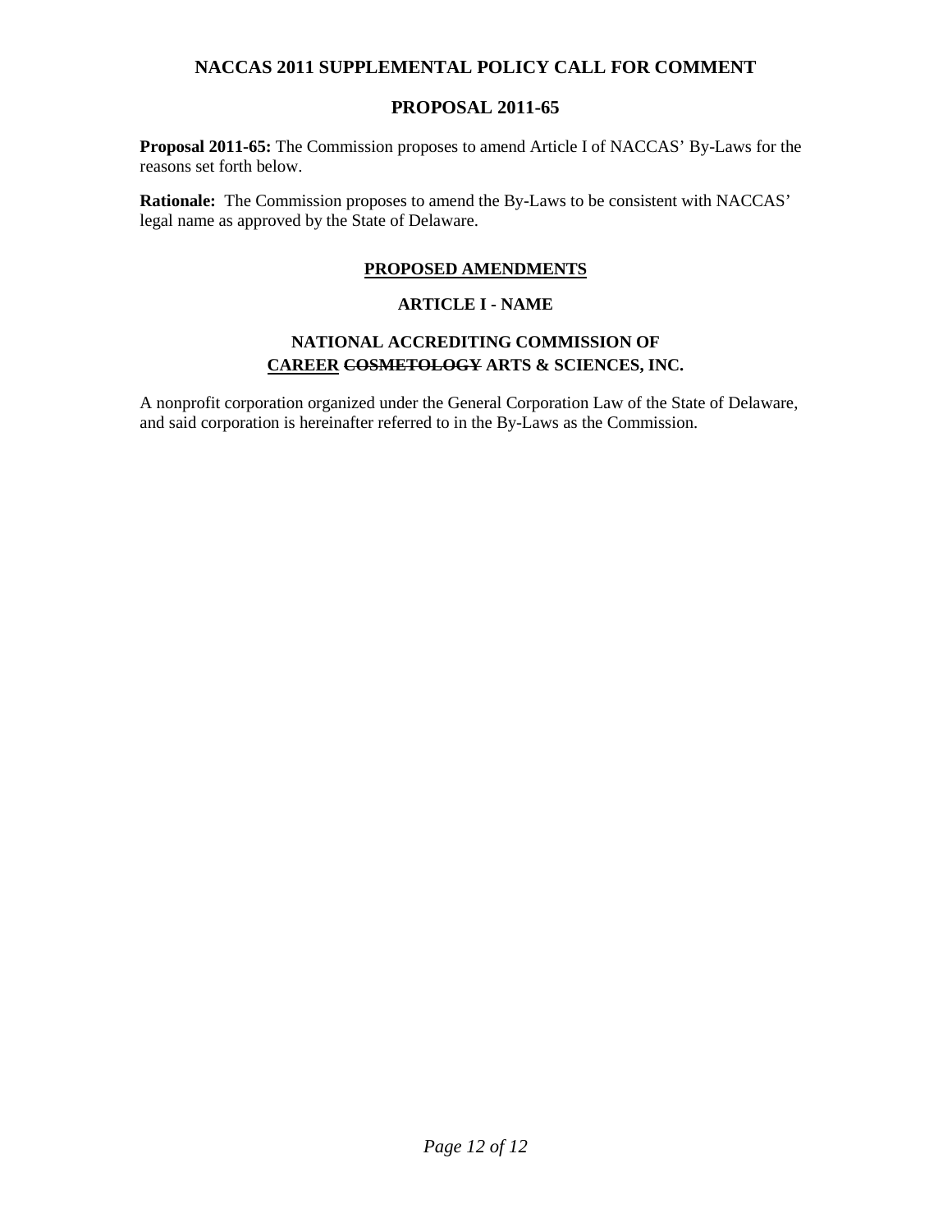# NACCAS 2011 SUPPLEMENTAL POLICY CALL FOR COMMENT

## PROPOSAL 2011-65

**Proposal 2011-65:** The Commission proposes to amend Article I of NACCAS' By-Laws for the reasons set forth below.

**Rationale:** The Commission proposes to amend the By-Laws to be consistent with NACCAS' legal name as approved by the State of Delaware.

### <u>PROPOSED AMENDMENTS</u>

### ARTICLE I - NAME

### NATIONAL ACCREDITING COMMISSION OF <u>CAREER</u> ~~COSMETOLOGY~~ ARTS & SCIENCES, INC.

A nonprofit corporation organized under the General Corporation Law of the State of Delaware, and said corporation is hereinafter referred to in the By-Laws as the Commission.